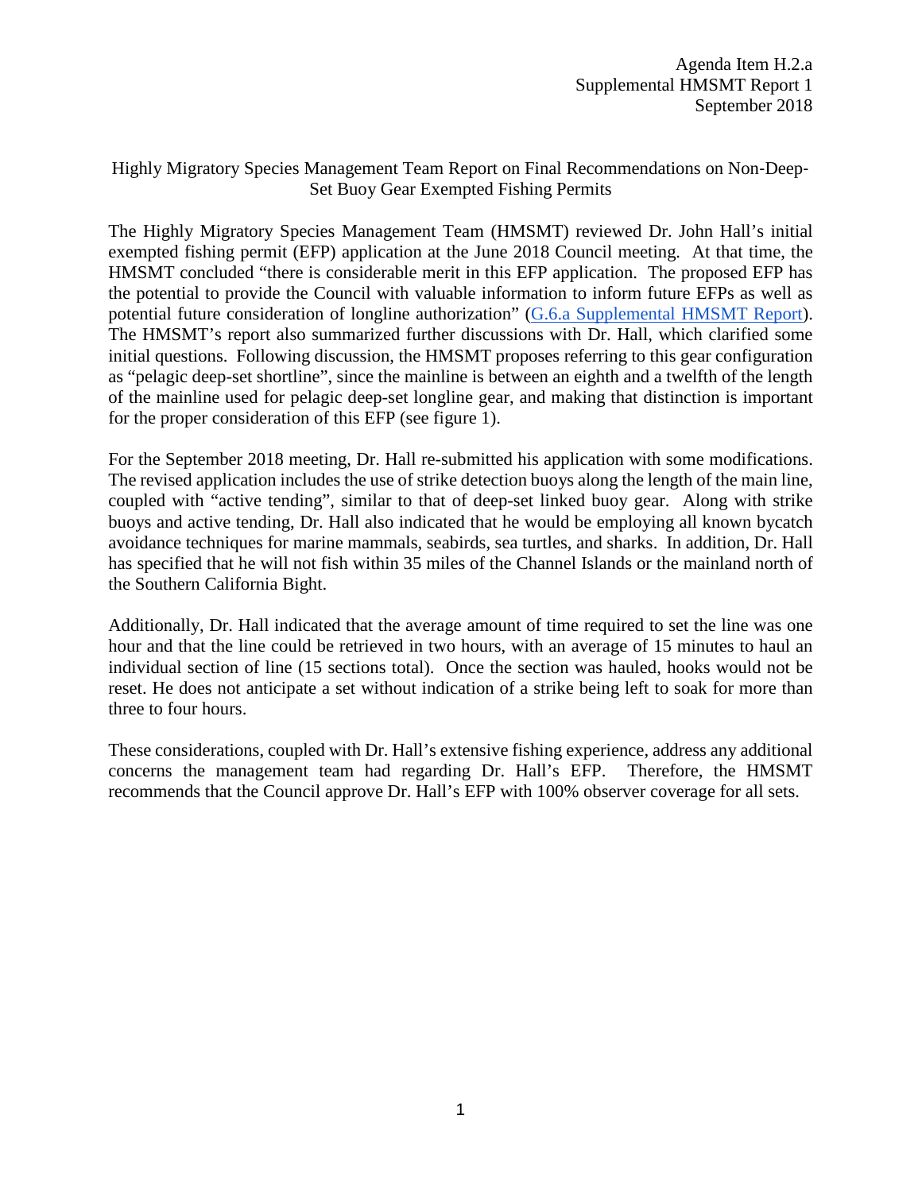Agenda Item H.2.a
Supplemental HMSMT Report 1
September 2018

# Highly Migratory Species Management Team Report on Final Recommendations on Non-Deep-Set Buoy Gear Exempted Fishing Permits

The Highly Migratory Species Management Team (HMSMT) reviewed Dr. John Hall's initial exempted fishing permit (EFP) application at the June 2018 Council meeting. At that time, the HMSMT concluded "there is considerable merit in this EFP application. The proposed EFP has the potential to provide the Council with valuable information to inform future EFPs as well as potential future consideration of longline authorization" (G.6.a Supplemental HMSMT Report). The HMSMT's report also summarized further discussions with Dr. Hall, which clarified some initial questions. Following discussion, the HMSMT proposes referring to this gear configuration as "pelagic deep-set shortline", since the mainline is between an eighth and a twelfth of the length of the mainline used for pelagic deep-set longline gear, and making that distinction is important for the proper consideration of this EFP (see figure 1).

For the September 2018 meeting, Dr. Hall re-submitted his application with some modifications. The revised application includes the use of strike detection buoys along the length of the main line, coupled with "active tending", similar to that of deep-set linked buoy gear. Along with strike buoys and active tending, Dr. Hall also indicated that he would be employing all known bycatch avoidance techniques for marine mammals, seabirds, sea turtles, and sharks. In addition, Dr. Hall has specified that he will not fish within 35 miles of the Channel Islands or the mainland north of the Southern California Bight.

Additionally, Dr. Hall indicated that the average amount of time required to set the line was one hour and that the line could be retrieved in two hours, with an average of 15 minutes to haul an individual section of line (15 sections total). Once the section was hauled, hooks would not be reset. He does not anticipate a set without indication of a strike being left to soak for more than three to four hours.

These considerations, coupled with Dr. Hall's extensive fishing experience, address any additional concerns the management team had regarding Dr. Hall's EFP. Therefore, the HMSMT recommends that the Council approve Dr. Hall's EFP with 100% observer coverage for all sets.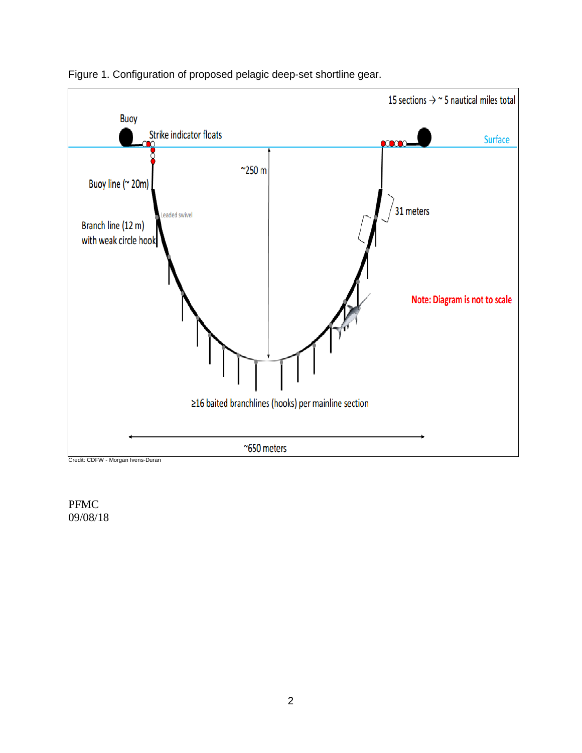Figure 1. Configuration of proposed pelagic deep-set shortline gear.

15 sections → ~ 5 nautical miles total

Buoy

Strike indicator floats

Surface

~250 m

Buoy line (~ 20m)

Leaded swivel

Branch line (12 m) with weak circle hook

31 meters

Note: Diagram is not to scale

≥16 baited branchlines (hooks) per mainline section

~650 meters

Credit: CDFW - Morgan Ivens-Duran

PFMC
09/08/18